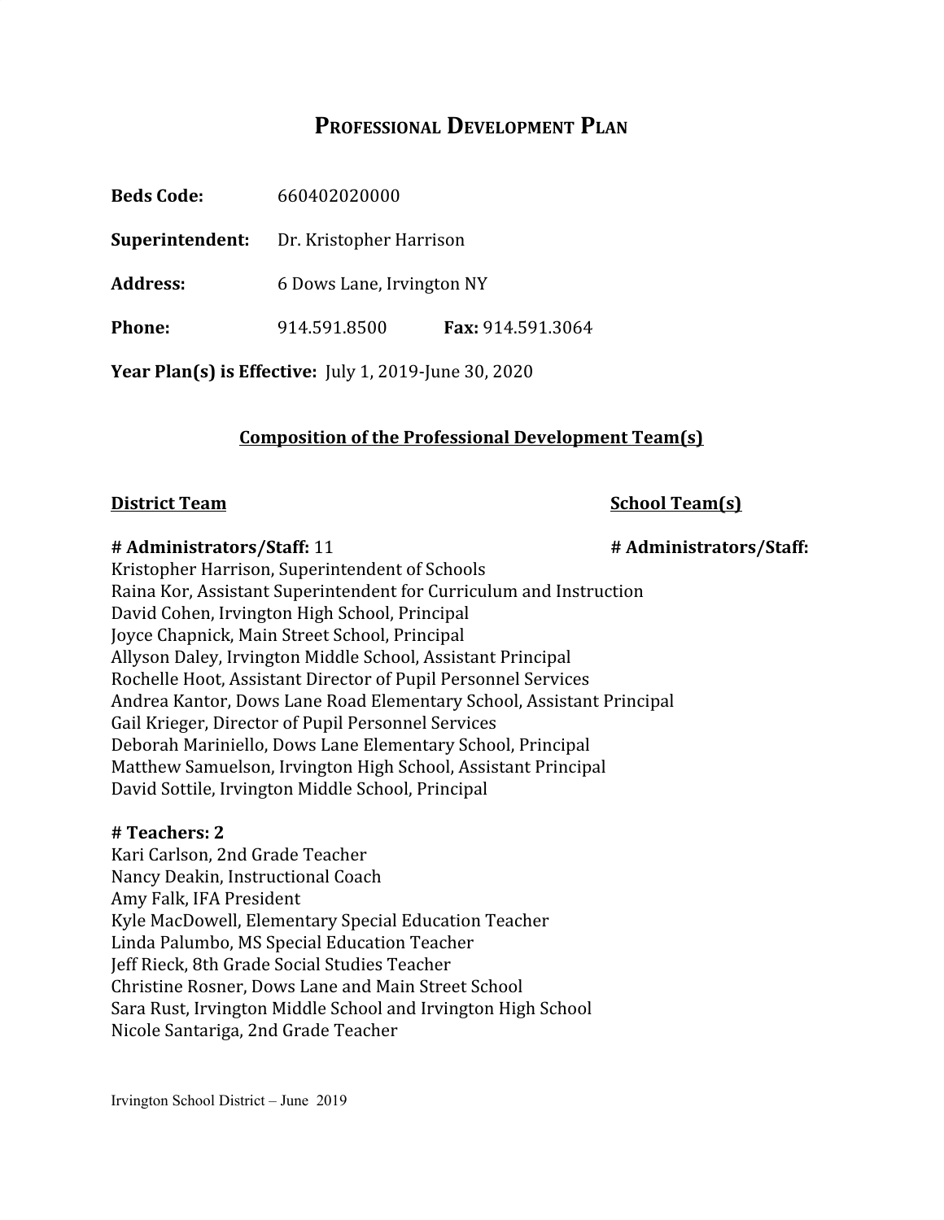# PROFESSIONAL DEVELOPMENT PLAN

**Beds Code:** 660402020000

**Superintendent:** Dr. Kristopher Harrison

**Address:** 6 Dows Lane, Irvington NY

**Phone:** 914.591.8500 **Fax:** 914.591.3064

**Year Plan(s) is Effective:** July 1, 2019-June 30, 2020

## Composition of the Professional Development Team(s)

**District Team**

**# Administrators/Staff:** 11

Kristopher Harrison, Superintendent of Schools
Raina Kor, Assistant Superintendent for Curriculum and Instruction
David Cohen, Irvington High School, Principal
Joyce Chapnick, Main Street School, Principal
Allyson Daley, Irvington Middle School, Assistant Principal
Rochelle Hoot, Assistant Director of Pupil Personnel Services
Andrea Kantor, Dows Lane Road Elementary School, Assistant Principal
Gail Krieger, Director of Pupil Personnel Services
Deborah Mariniello, Dows Lane Elementary School, Principal
Matthew Samuelson, Irvington High School, Assistant Principal
David Sottile, Irvington Middle School, Principal

**# Teachers: 2**

Kari Carlson, 2nd Grade Teacher
Nancy Deakin, Instructional Coach
Amy Falk, IFA President
Kyle MacDowell, Elementary Special Education Teacher
Linda Palumbo, MS Special Education Teacher
Jeff Rieck, 8th Grade Social Studies Teacher
Christine Rosner, Dows Lane and Main Street School
Sara Rust, Irvington Middle School and Irvington High School
Nicole Santariga, 2nd Grade Teacher

**School Team(s)**

**# Administrators/Staff:**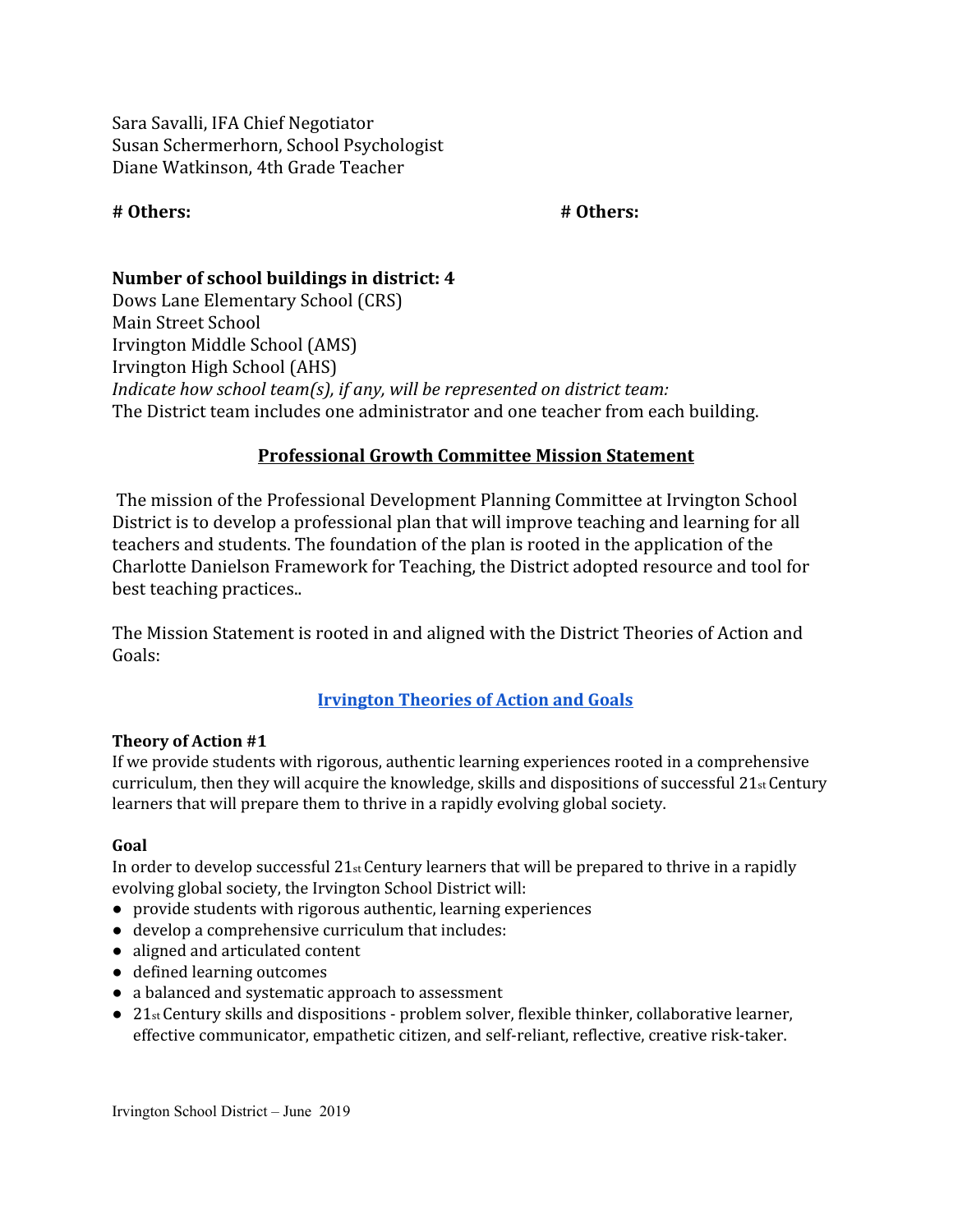Sara Savalli, IFA Chief Negotiator
Susan Schermerhorn, School Psychologist
Diane Watkinson, 4th Grade Teacher

**# Others:** **# Others:**

**Number of school buildings in district: 4**
Dows Lane Elementary School (CRS)
Main Street School
Irvington Middle School (AMS)
Irvington High School (AHS)
*Indicate how school team(s), if any, will be represented on district team:*
The District team includes one administrator and one teacher from each building.

## Professional Growth Committee Mission Statement

The mission of the Professional Development Planning Committee at Irvington School District is to develop a professional plan that will improve teaching and learning for all teachers and students. The foundation of the plan is rooted in the application of the Charlotte Danielson Framework for Teaching, the District adopted resource and tool for best teaching practices..

The Mission Statement is rooted in and aligned with the District Theories of Action and Goals:

### Irvington Theories of Action and Goals

**Theory of Action #1**
If we provide students with rigorous, authentic learning experiences rooted in a comprehensive curriculum, then they will acquire the knowledge, skills and dispositions of successful 21st Century learners that will prepare them to thrive in a rapidly evolving global society.

**Goal**
In order to develop successful 21st Century learners that will be prepared to thrive in a rapidly evolving global society, the Irvington School District will:

- provide students with rigorous authentic, learning experiences
- develop a comprehensive curriculum that includes:
- aligned and articulated content
- defined learning outcomes
- a balanced and systematic approach to assessment
- 21st Century skills and dispositions - problem solver, flexible thinker, collaborative learner, effective communicator, empathetic citizen, and self-reliant, reflective, creative risk-taker.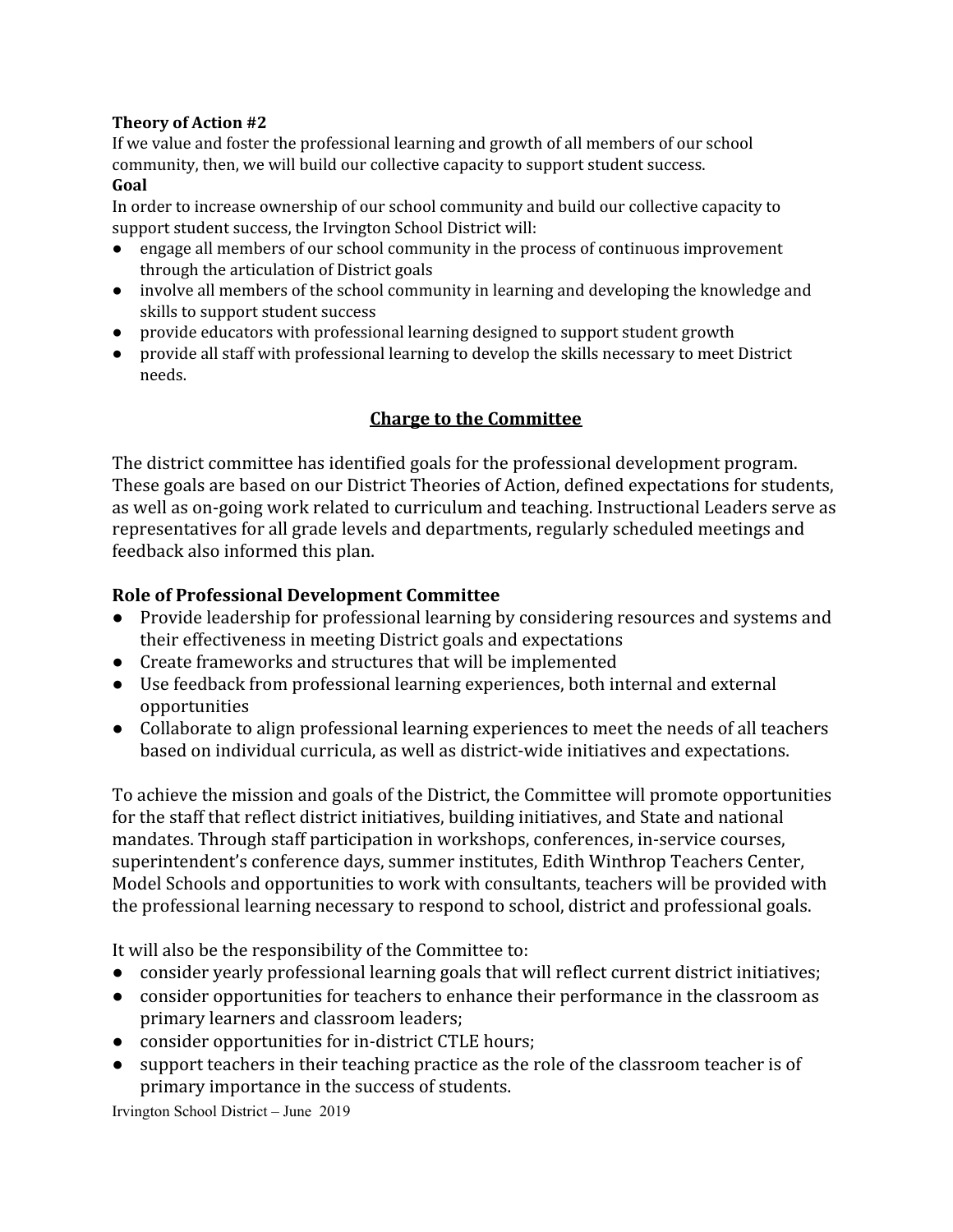**Theory of Action #2**

If we value and foster the professional learning and growth of all members of our school community, then, we will build our collective capacity to support student success.

**Goal**

In order to increase ownership of our school community and build our collective capacity to support student success, the Irvington School District will:

- engage all members of our school community in the process of continuous improvement through the articulation of District goals
- involve all members of the school community in learning and developing the knowledge and skills to support student success
- provide educators with professional learning designed to support student growth
- provide all staff with professional learning to develop the skills necessary to meet District needs.

## Charge to the Committee

The district committee has identified goals for the professional development program. These goals are based on our District Theories of Action, defined expectations for students, as well as on-going work related to curriculum and teaching. Instructional Leaders serve as representatives for all grade levels and departments, regularly scheduled meetings and feedback also informed this plan.

### Role of Professional Development Committee

- Provide leadership for professional learning by considering resources and systems and their effectiveness in meeting District goals and expectations
- Create frameworks and structures that will be implemented
- Use feedback from professional learning experiences, both internal and external opportunities
- Collaborate to align professional learning experiences to meet the needs of all teachers based on individual curricula, as well as district-wide initiatives and expectations.

To achieve the mission and goals of the District, the Committee will promote opportunities for the staff that reflect district initiatives, building initiatives, and State and national mandates. Through staff participation in workshops, conferences, in-service courses, superintendent's conference days, summer institutes, Edith Winthrop Teachers Center, Model Schools and opportunities to work with consultants, teachers will be provided with the professional learning necessary to respond to school, district and professional goals.

It will also be the responsibility of the Committee to:

- consider yearly professional learning goals that will reflect current district initiatives;
- consider opportunities for teachers to enhance their performance in the classroom as primary learners and classroom leaders;
- consider opportunities for in-district CTLE hours;
- support teachers in their teaching practice as the role of the classroom teacher is of primary importance in the success of students.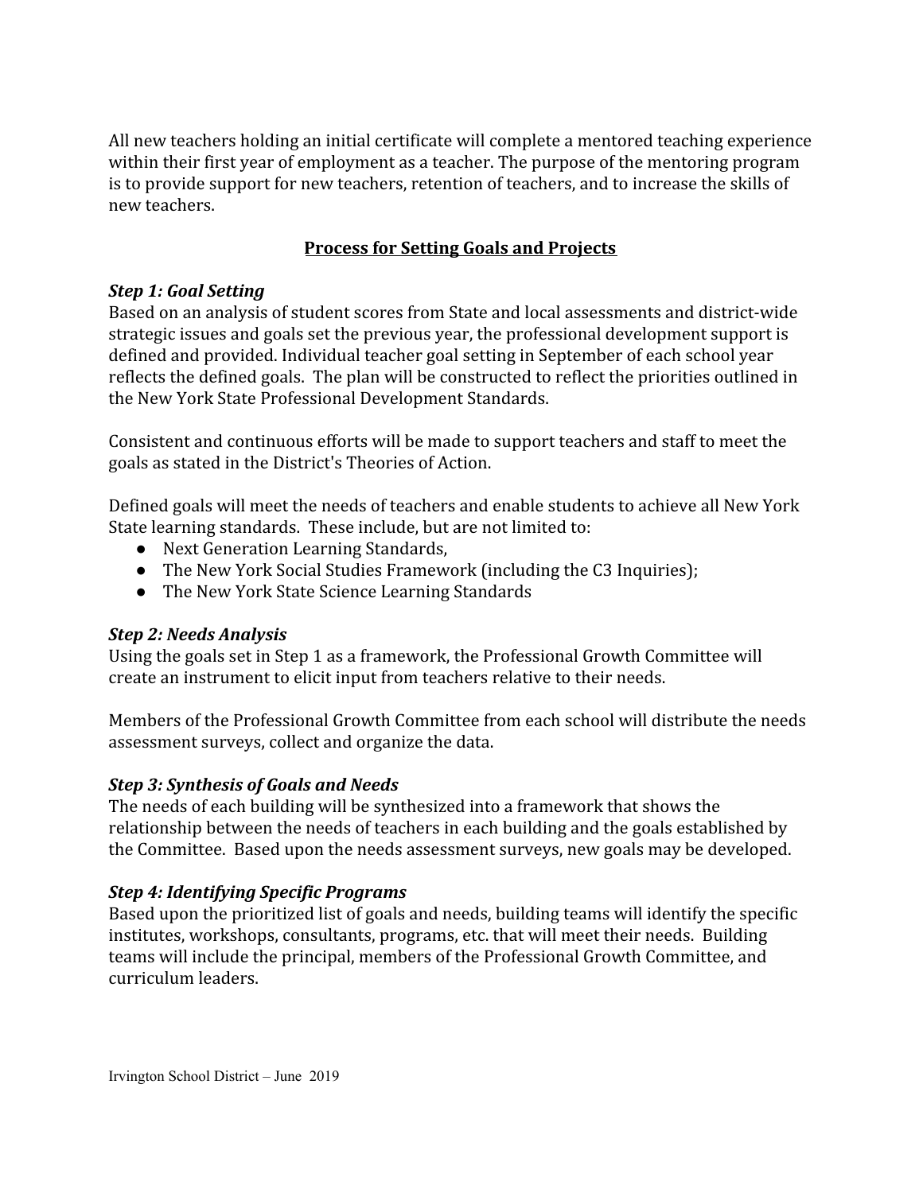All new teachers holding an initial certificate will complete a mentored teaching experience within their first year of employment as a teacher. The purpose of the mentoring program is to provide support for new teachers, retention of teachers, and to increase the skills of new teachers.

## Process for Setting Goals and Projects

### *Step 1: Goal Setting*

Based on an analysis of student scores from State and local assessments and district-wide strategic issues and goals set the previous year, the professional development support is defined and provided. Individual teacher goal setting in September of each school year reflects the defined goals. The plan will be constructed to reflect the priorities outlined in the New York State Professional Development Standards.

Consistent and continuous efforts will be made to support teachers and staff to meet the goals as stated in the District's Theories of Action.

Defined goals will meet the needs of teachers and enable students to achieve all New York State learning standards. These include, but are not limited to:

- Next Generation Learning Standards,
- The New York Social Studies Framework (including the C3 Inquiries);
- The New York State Science Learning Standards

### *Step 2: Needs Analysis*

Using the goals set in Step 1 as a framework, the Professional Growth Committee will create an instrument to elicit input from teachers relative to their needs.

Members of the Professional Growth Committee from each school will distribute the needs assessment surveys, collect and organize the data.

### *Step 3: Synthesis of Goals and Needs*

The needs of each building will be synthesized into a framework that shows the relationship between the needs of teachers in each building and the goals established by the Committee. Based upon the needs assessment surveys, new goals may be developed.

### *Step 4: Identifying Specific Programs*

Based upon the prioritized list of goals and needs, building teams will identify the specific institutes, workshops, consultants, programs, etc. that will meet their needs. Building teams will include the principal, members of the Professional Growth Committee, and curriculum leaders.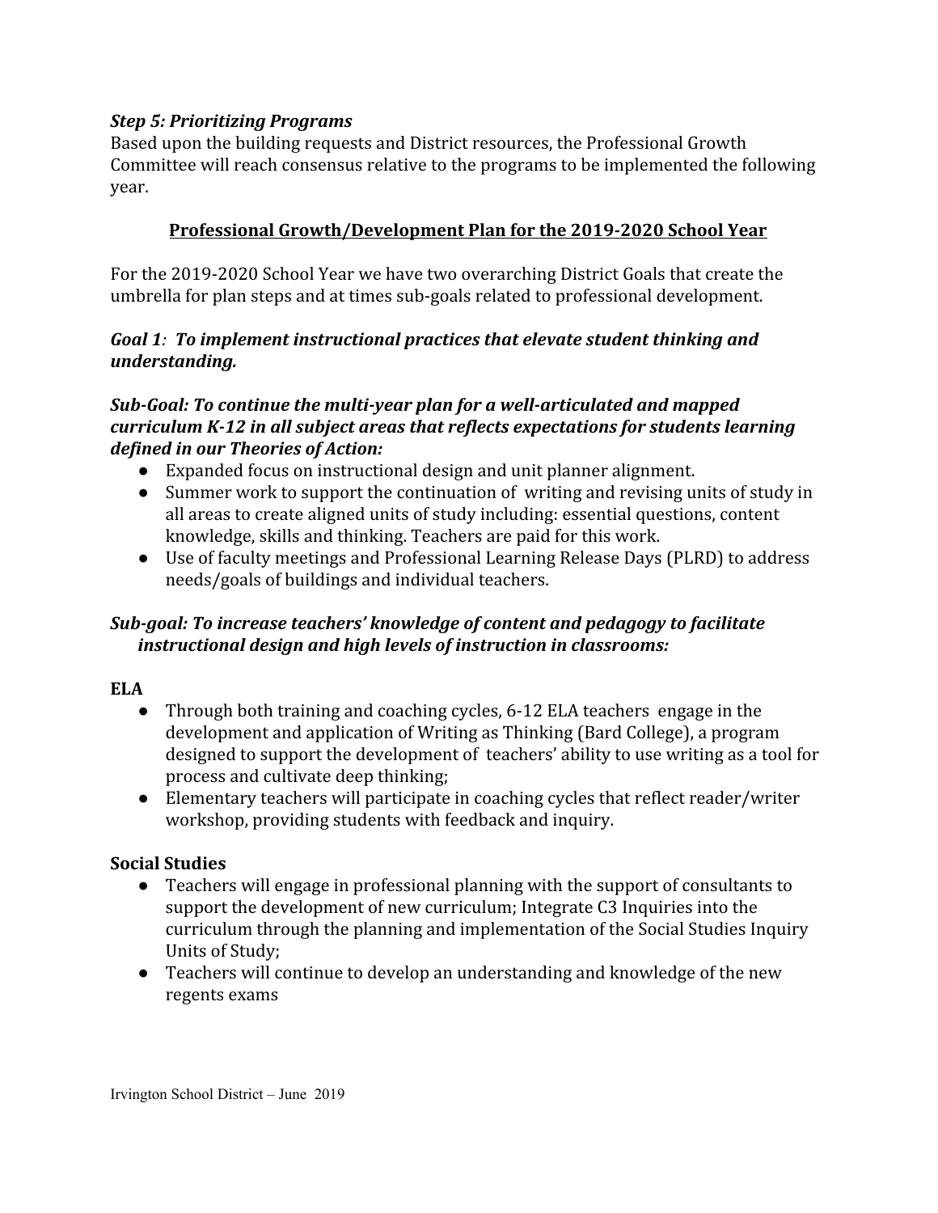***Step 5: Prioritizing Programs***

Based upon the building requests and District resources, the Professional Growth Committee will reach consensus relative to the programs to be implemented the following year.

## Professional Growth/Development Plan for the 2019-2020 School Year

For the 2019-2020 School Year we have two overarching District Goals that create the umbrella for plan steps and at times sub-goals related to professional development.

***Goal 1**: To implement instructional practices that elevate student thinking and understanding.*

***Sub-Goal: To continue the multi-year plan for a well-articulated and mapped curriculum K-12 in all subject areas that reflects expectations for students learning defined in our Theories of Action:***

- Expanded focus on instructional design and unit planner alignment.
- Summer work to support the continuation of writing and revising units of study in all areas to create aligned units of study including: essential questions, content knowledge, skills and thinking. Teachers are paid for this work.
- Use of faculty meetings and Professional Learning Release Days (PLRD) to address needs/goals of buildings and individual teachers.

***Sub-goal: To increase teachers' knowledge of content and pedagogy to facilitate instructional design and high levels of instruction in classrooms:***

**ELA**

- Through both training and coaching cycles, 6-12 ELA teachers engage in the development and application of Writing as Thinking (Bard College), a program designed to support the development of teachers' ability to use writing as a tool for process and cultivate deep thinking;
- Elementary teachers will participate in coaching cycles that reflect reader/writer workshop, providing students with feedback and inquiry.

**Social Studies**

- Teachers will engage in professional planning with the support of consultants to support the development of new curriculum; Integrate C3 Inquiries into the curriculum through the planning and implementation of the Social Studies Inquiry Units of Study;
- Teachers will continue to develop an understanding and knowledge of the new regents exams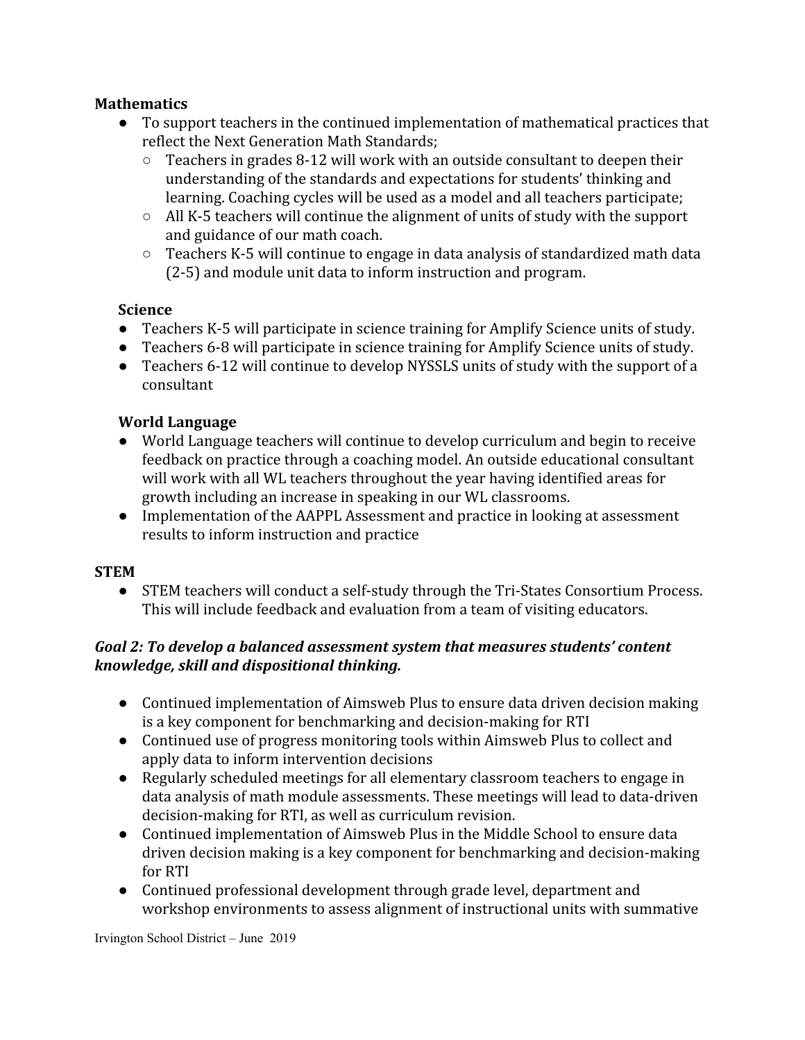**Mathematics**

- To support teachers in the continued implementation of mathematical practices that reflect the Next Generation Math Standards;
  - Teachers in grades 8-12 will work with an outside consultant to deepen their understanding of the standards and expectations for students' thinking and learning. Coaching cycles will be used as a model and all teachers participate;
  - All K-5 teachers will continue the alignment of units of study with the support and guidance of our math coach.
  - Teachers K-5 will continue to engage in data analysis of standardized math data (2-5) and module unit data to inform instruction and program.

**Science**

- Teachers K-5 will participate in science training for Amplify Science units of study.
- Teachers 6-8 will participate in science training for Amplify Science units of study.
- Teachers 6-12 will continue to develop NYSSLS units of study with the support of a consultant

**World Language**

- World Language teachers will continue to develop curriculum and begin to receive feedback on practice through a coaching model. An outside educational consultant will work with all WL teachers throughout the year having identified areas for growth including an increase in speaking in our WL classrooms.
- Implementation of the AAPPL Assessment and practice in looking at assessment results to inform instruction and practice

**STEM**

- STEM teachers will conduct a self-study through the Tri-States Consortium Process. This will include feedback and evaluation from a team of visiting educators.

***Goal 2: To develop a balanced assessment system that measures students' content knowledge, skill and dispositional thinking.***

- Continued implementation of Aimsweb Plus to ensure data driven decision making is a key component for benchmarking and decision-making for RTI
- Continued use of progress monitoring tools within Aimsweb Plus to collect and apply data to inform intervention decisions
- Regularly scheduled meetings for all elementary classroom teachers to engage in data analysis of math module assessments. These meetings will lead to data-driven decision-making for RTI, as well as curriculum revision.
- Continued implementation of Aimsweb Plus in the Middle School to ensure data driven decision making is a key component for benchmarking and decision-making for RTI
- Continued professional development through grade level, department and workshop environments to assess alignment of instructional units with summative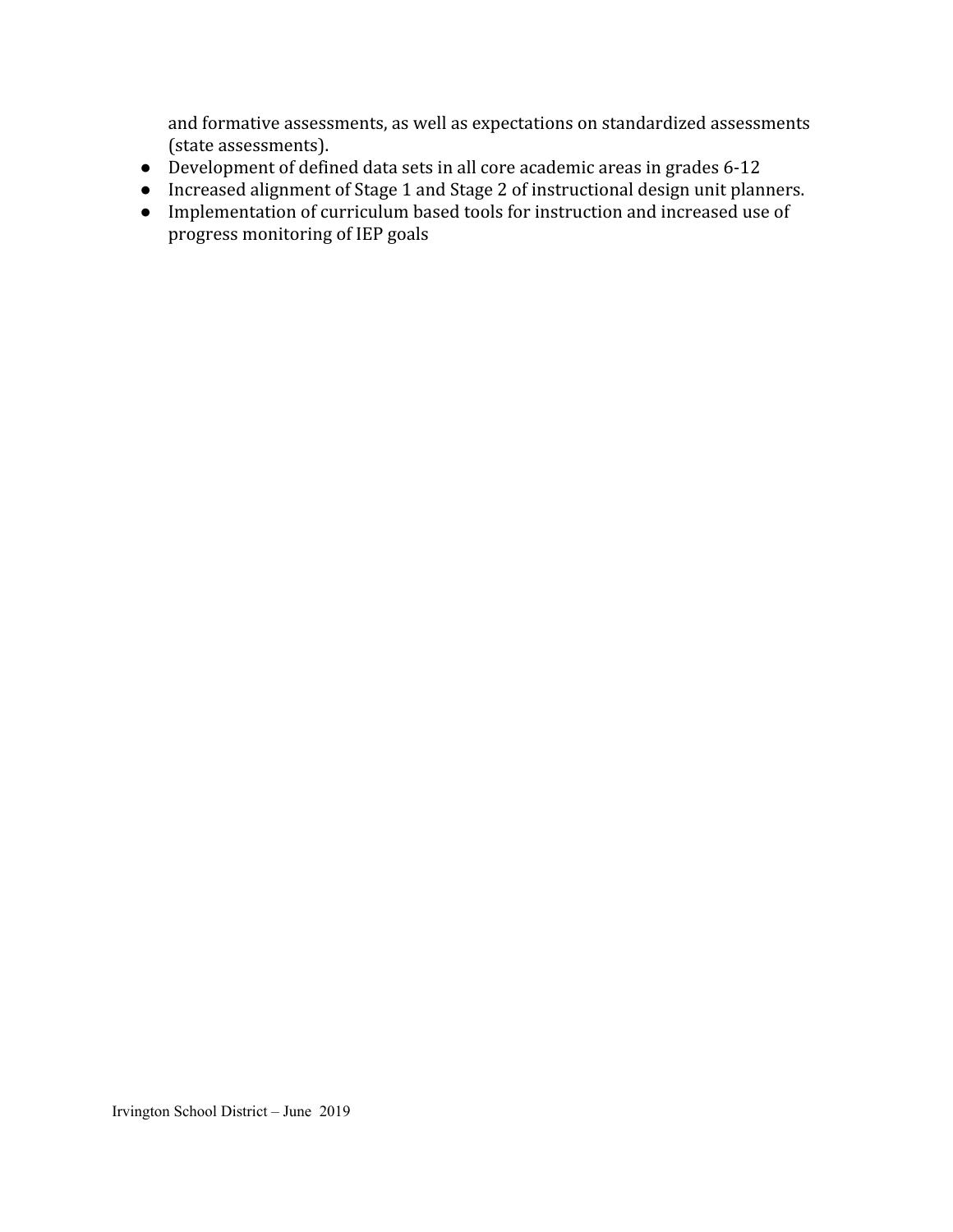and formative assessments, as well as expectations on standardized assessments (state assessments).

- Development of defined data sets in all core academic areas in grades 6-12
- Increased alignment of Stage 1 and Stage 2 of instructional design unit planners.
- Implementation of curriculum based tools for instruction and increased use of progress monitoring of IEP goals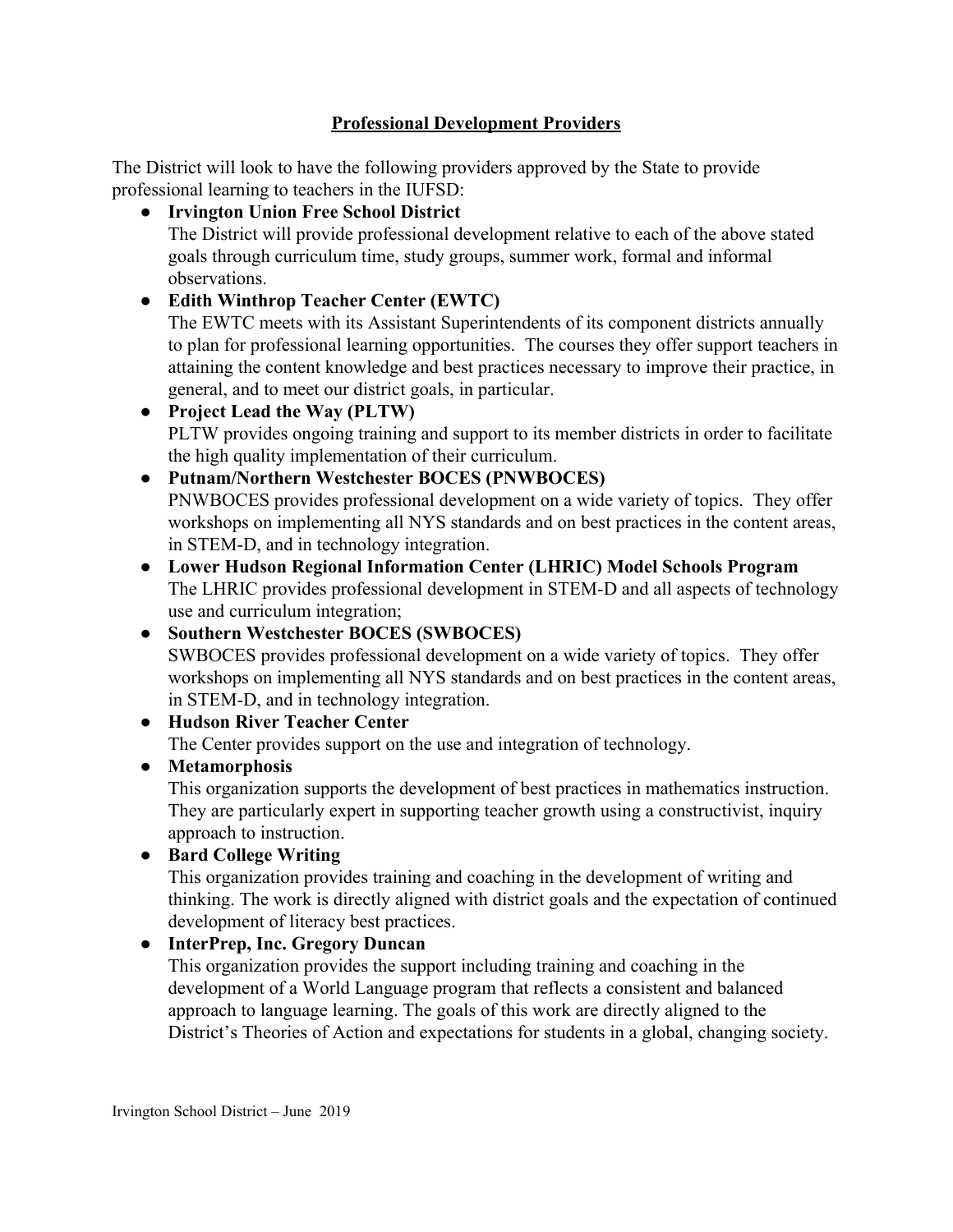## Professional Development Providers

The District will look to have the following providers approved by the State to provide professional learning to teachers in the IUFSD:

- **Irvington Union Free School District**
  The District will provide professional development relative to each of the above stated goals through curriculum time, study groups, summer work, formal and informal observations.
- **Edith Winthrop Teacher Center (EWTC)**
  The EWTC meets with its Assistant Superintendents of its component districts annually to plan for professional learning opportunities. The courses they offer support teachers in attaining the content knowledge and best practices necessary to improve their practice, in general, and to meet our district goals, in particular.
- **Project Lead the Way (PLTW)**
  PLTW provides ongoing training and support to its member districts in order to facilitate the high quality implementation of their curriculum.
- **Putnam/Northern Westchester BOCES (PNWBOCES)**
  PNWBOCES provides professional development on a wide variety of topics. They offer workshops on implementing all NYS standards and on best practices in the content areas, in STEM-D, and in technology integration.
- **Lower Hudson Regional Information Center (LHRIC) Model Schools Program**
  The LHRIC provides professional development in STEM-D and all aspects of technology use and curriculum integration;
- **Southern Westchester BOCES (SWBOCES)**
  SWBOCES provides professional development on a wide variety of topics. They offer workshops on implementing all NYS standards and on best practices in the content areas, in STEM-D, and in technology integration.
- **Hudson River Teacher Center**
  The Center provides support on the use and integration of technology.
- **Metamorphosis**
  This organization supports the development of best practices in mathematics instruction. They are particularly expert in supporting teacher growth using a constructivist, inquiry approach to instruction.
- **Bard College Writing**
  This organization provides training and coaching in the development of writing and thinking. The work is directly aligned with district goals and the expectation of continued development of literacy best practices.
- **InterPrep, Inc. Gregory Duncan**
  This organization provides the support including training and coaching in the development of a World Language program that reflects a consistent and balanced approach to language learning. The goals of this work are directly aligned to the District's Theories of Action and expectations for students in a global, changing society.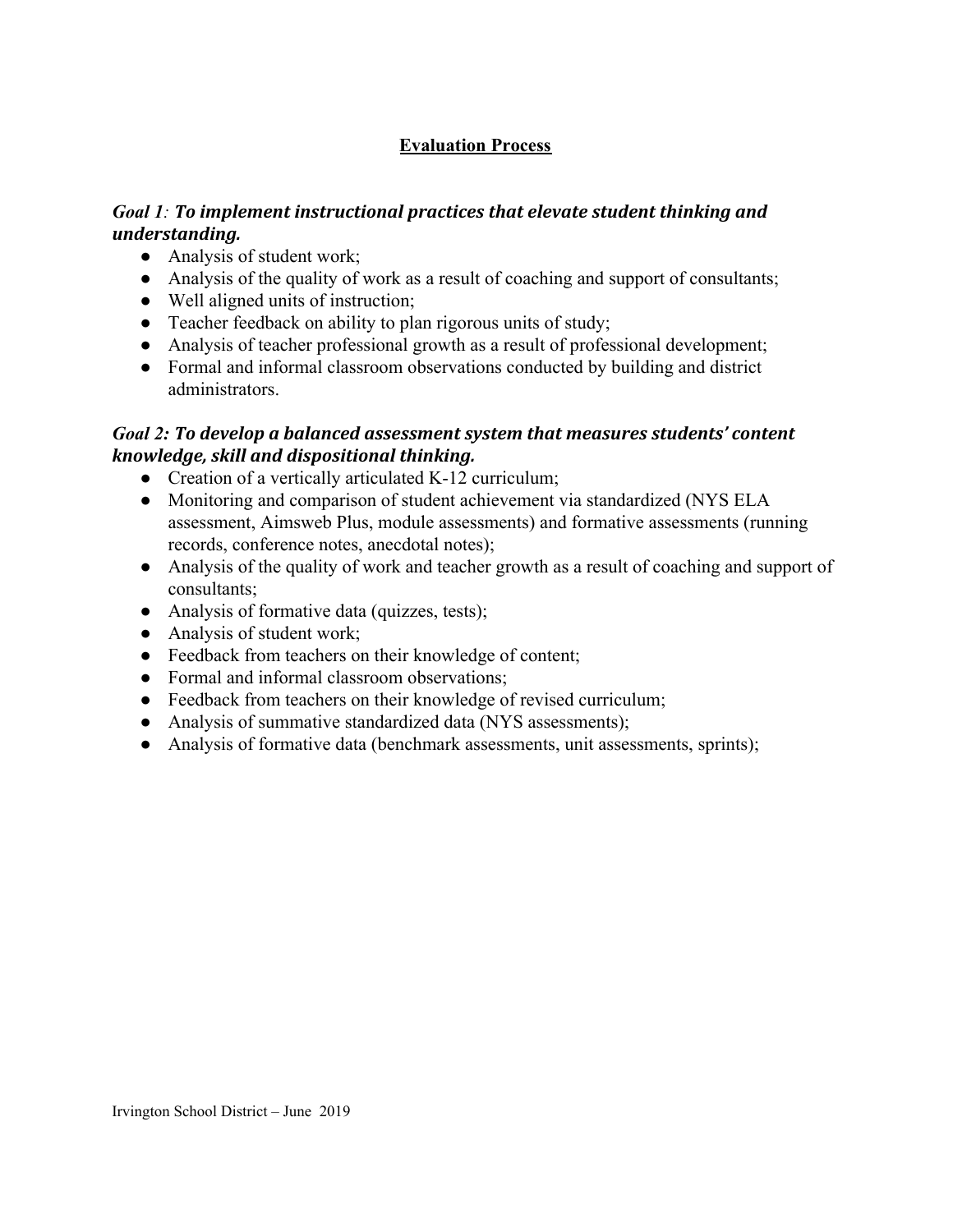## Evaluation Process

***Goal 1*: *To implement instructional practices that elevate student thinking and understanding.***

- Analysis of student work;
- Analysis of the quality of work as a result of coaching and support of consultants;
- Well aligned units of instruction;
- Teacher feedback on ability to plan rigorous units of study;
- Analysis of teacher professional growth as a result of professional development;
- Formal and informal classroom observations conducted by building and district administrators.

***Goal 2: To develop a balanced assessment system that measures students' content knowledge, skill and dispositional thinking.***

- Creation of a vertically articulated K-12 curriculum;
- Monitoring and comparison of student achievement via standardized (NYS ELA assessment, Aimsweb Plus, module assessments) and formative assessments (running records, conference notes, anecdotal notes);
- Analysis of the quality of work and teacher growth as a result of coaching and support of consultants;
- Analysis of formative data (quizzes, tests);
- Analysis of student work;
- Feedback from teachers on their knowledge of content;
- Formal and informal classroom observations;
- Feedback from teachers on their knowledge of revised curriculum;
- Analysis of summative standardized data (NYS assessments);
- Analysis of formative data (benchmark assessments, unit assessments, sprints);